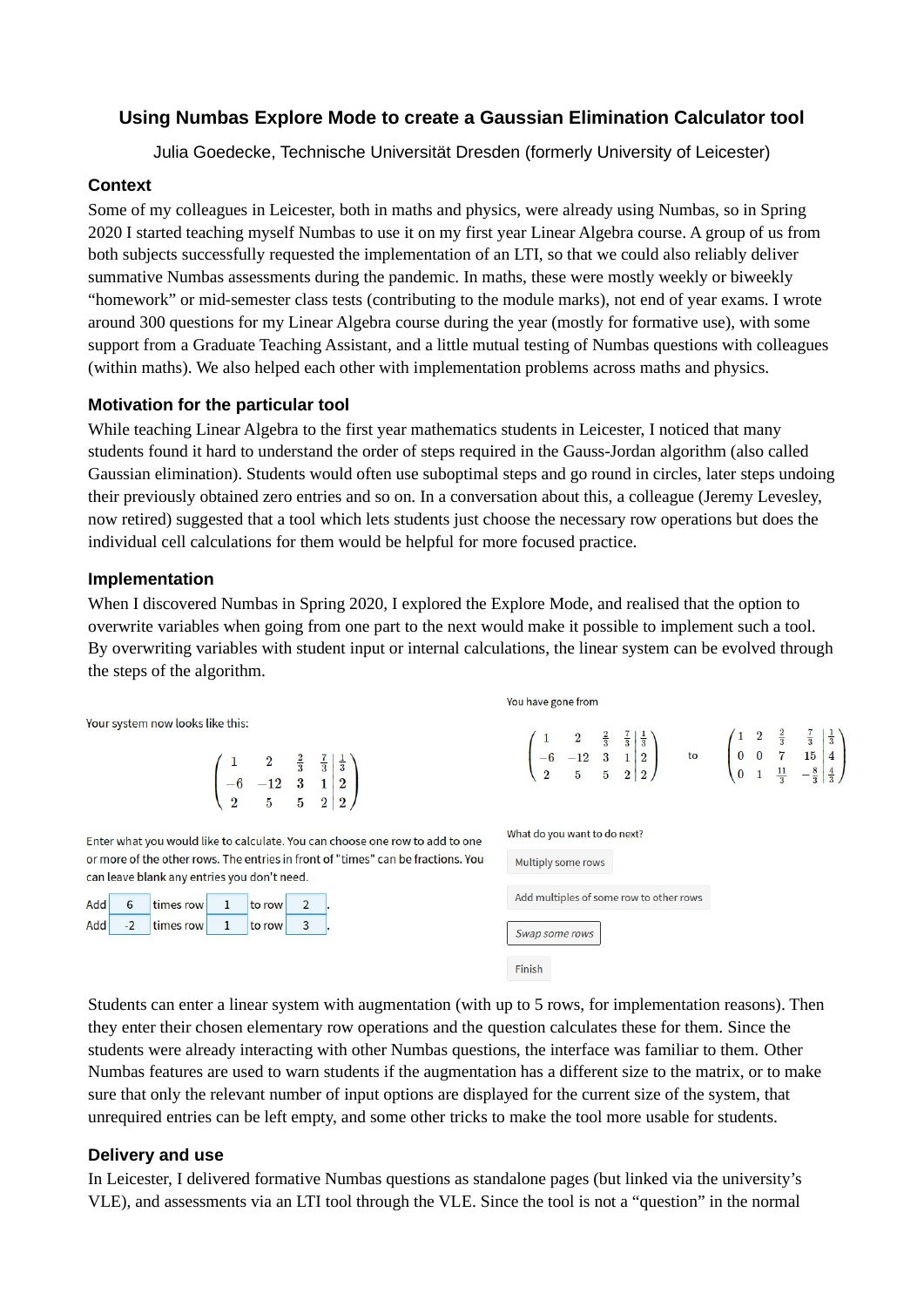# Using Numbas Explore Mode to create a Gaussian Elimination Calculator tool

Julia Goedecke, Technische Universität Dresden (formerly University of Leicester)

## Context

Some of my colleagues in Leicester, both in maths and physics, were already using Numbas, so in Spring 2020 I started teaching myself Numbas to use it on my first year Linear Algebra course. A group of us from both subjects successfully requested the implementation of an LTI, so that we could also reliably deliver summative Numbas assessments during the pandemic. In maths, these were mostly weekly or biweekly "homework" or mid-semester class tests (contributing to the module marks), not end of year exams. I wrote around 300 questions for my Linear Algebra course during the year (mostly for formative use), with some support from a Graduate Teaching Assistant, and a little mutual testing of Numbas questions with colleagues (within maths). We also helped each other with implementation problems across maths and physics.

## Motivation for the particular tool

While teaching Linear Algebra to the first year mathematics students in Leicester, I noticed that many students found it hard to understand the order of steps required in the Gauss-Jordan algorithm (also called Gaussian elimination). Students would often use suboptimal steps and go round in circles, later steps undoing their previously obtained zero entries and so on. In a conversation about this, a colleague (Jeremy Levesley, now retired) suggested that a tool which lets students just choose the necessary row operations but does the individual cell calculations for them would be helpful for more focused practice.

## Implementation

When I discovered Numbas in Spring 2020, I explored the Explore Mode, and realised that the option to overwrite variables when going from one part to the next would make it possible to implement such a tool. By overwriting variables with student input or internal calculations, the linear system can be evolved through the steps of the algorithm.

Your system now looks like this:

$$\left(\begin{array}{cccc|c} 1 & 2 & \frac{2}{3} & \frac{7}{3} & \frac{1}{3} \\ -6 & -12 & 3 & 1 & 2 \\ 2 & 5 & 5 & 2 & 2 \end{array}\right)$$

Enter what you would like to calculate. You can choose one row to add to one or more of the other rows. The entries in front of "times" can be fractions. You can leave blank any entries you don't need.

Add [6] times row [1] to row [2].
Add [-2] times row [1] to row [3].

You have gone from

$$\left(\begin{array}{cccc|c} 1 & 2 & \frac{2}{3} & \frac{7}{3} & \frac{1}{3} \\ -6 & -12 & 3 & 1 & 2 \\ 2 & 5 & 5 & 2 & 2 \end{array}\right) \quad \text{to} \quad \left(\begin{array}{cccc|c} 1 & 2 & \frac{2}{3} & \frac{7}{3} & \frac{1}{3} \\ 0 & 0 & 7 & 15 & 4 \\ 0 & 1 & \frac{11}{3} & -\frac{8}{3} & \frac{4}{3} \end{array}\right)$$

What do you want to do next?

- Multiply some rows
- Add multiples of some row to other rows
- Swap some rows
- Finish

Students can enter a linear system with augmentation (with up to 5 rows, for implementation reasons). Then they enter their chosen elementary row operations and the question calculates these for them. Since the students were already interacting with other Numbas questions, the interface was familiar to them. Other Numbas features are used to warn students if the augmentation has a different size to the matrix, or to make sure that only the relevant number of input options are displayed for the current size of the system, that unrequired entries can be left empty, and some other tricks to make the tool more usable for students.

## Delivery and use

In Leicester, I delivered formative Numbas questions as standalone pages (but linked via the university's VLE), and assessments via an LTI tool through the VLE. Since the tool is not a "question" in the normal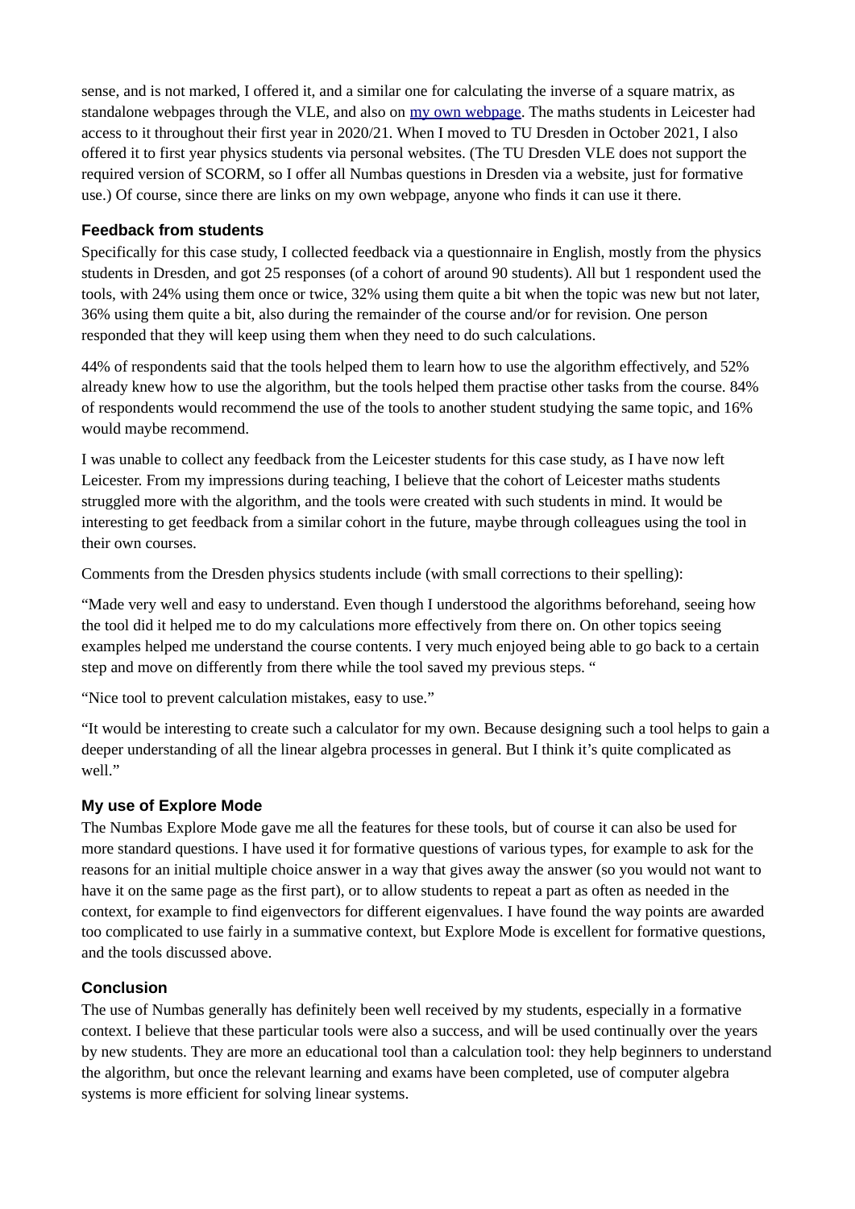sense, and is not marked, I offered it, and a similar one for calculating the inverse of a square matrix, as standalone webpages through the VLE, and also on my own webpage. The maths students in Leicester had access to it throughout their first year in 2020/21. When I moved to TU Dresden in October 2021, I also offered it to first year physics students via personal websites. (The TU Dresden VLE does not support the required version of SCORM, so I offer all Numbas questions in Dresden via a website, just for formative use.) Of course, since there are links on my own webpage, anyone who finds it can use it there.

### Feedback from students

Specifically for this case study, I collected feedback via a questionnaire in English, mostly from the physics students in Dresden, and got 25 responses (of a cohort of around 90 students). All but 1 respondent used the tools, with 24% using them once or twice, 32% using them quite a bit when the topic was new but not later, 36% using them quite a bit, also during the remainder of the course and/or for revision. One person responded that they will keep using them when they need to do such calculations.

44% of respondents said that the tools helped them to learn how to use the algorithm effectively, and 52% already knew how to use the algorithm, but the tools helped them practise other tasks from the course. 84% of respondents would recommend the use of the tools to another student studying the same topic, and 16% would maybe recommend.

I was unable to collect any feedback from the Leicester students for this case study, as I have now left Leicester. From my impressions during teaching, I believe that the cohort of Leicester maths students struggled more with the algorithm, and the tools were created with such students in mind. It would be interesting to get feedback from a similar cohort in the future, maybe through colleagues using the tool in their own courses.

Comments from the Dresden physics students include (with small corrections to their spelling):

"Made very well and easy to understand. Even though I understood the algorithms beforehand, seeing how the tool did it helped me to do my calculations more effectively from there on. On other topics seeing examples helped me understand the course contents. I very much enjoyed being able to go back to a certain step and move on differently from there while the tool saved my previous steps. "

"Nice tool to prevent calculation mistakes, easy to use."

"It would be interesting to create such a calculator for my own. Because designing such a tool helps to gain a deeper understanding of all the linear algebra processes in general. But I think it's quite complicated as well."

### My use of Explore Mode

The Numbas Explore Mode gave me all the features for these tools, but of course it can also be used for more standard questions. I have used it for formative questions of various types, for example to ask for the reasons for an initial multiple choice answer in a way that gives away the answer (so you would not want to have it on the same page as the first part), or to allow students to repeat a part as often as needed in the context, for example to find eigenvectors for different eigenvalues. I have found the way points are awarded too complicated to use fairly in a summative context, but Explore Mode is excellent for formative questions, and the tools discussed above.

### Conclusion

The use of Numbas generally has definitely been well received by my students, especially in a formative context. I believe that these particular tools were also a success, and will be used continually over the years by new students. They are more an educational tool than a calculation tool: they help beginners to understand the algorithm, but once the relevant learning and exams have been completed, use of computer algebra systems is more efficient for solving linear systems.